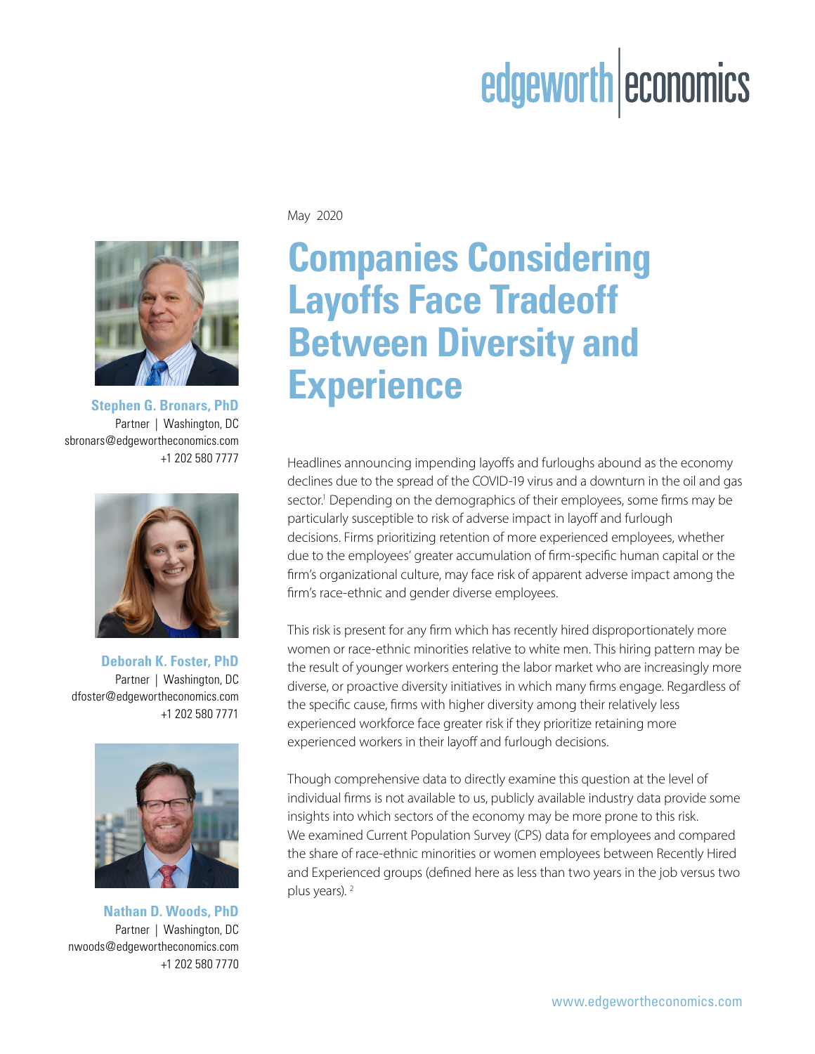edgeworth economics

May 2020

# Companies Considering Layoffs Face Tradeoff Between Diversity and Experience

**Stephen G. Bronars, PhD**
Partner | Washington, DC
sbronars@edgewortheconomics.com
+1 202 580 7777

**Deborah K. Foster, PhD**
Partner | Washington, DC
dfoster@edgewortheconomics.com
+1 202 580 7771

**Nathan D. Woods, PhD**
Partner | Washington, DC
nwoods@edgewortheconomics.com
+1 202 580 7770

Headlines announcing impending layoffs and furloughs abound as the economy declines due to the spread of the COVID-19 virus and a downturn in the oil and gas sector.[1] Depending on the demographics of their employees, some firms may be particularly susceptible to risk of adverse impact in layoff and furlough decisions. Firms prioritizing retention of more experienced employees, whether due to the employees' greater accumulation of firm-specific human capital or the firm's organizational culture, may face risk of apparent adverse impact among the firm's race-ethnic and gender diverse employees.

This risk is present for any firm which has recently hired disproportionately more women or race-ethnic minorities relative to white men. This hiring pattern may be the result of younger workers entering the labor market who are increasingly more diverse, or proactive diversity initiatives in which many firms engage. Regardless of the specific cause, firms with higher diversity among their relatively less experienced workforce face greater risk if they prioritize retaining more experienced workers in their layoff and furlough decisions.

Though comprehensive data to directly examine this question at the level of individual firms is not available to us, publicly available industry data provide some insights into which sectors of the economy may be more prone to this risk. We examined Current Population Survey (CPS) data for employees and compared the share of race-ethnic minorities or women employees between Recently Hired and Experienced groups (defined here as less than two years in the job versus two plus years).[2]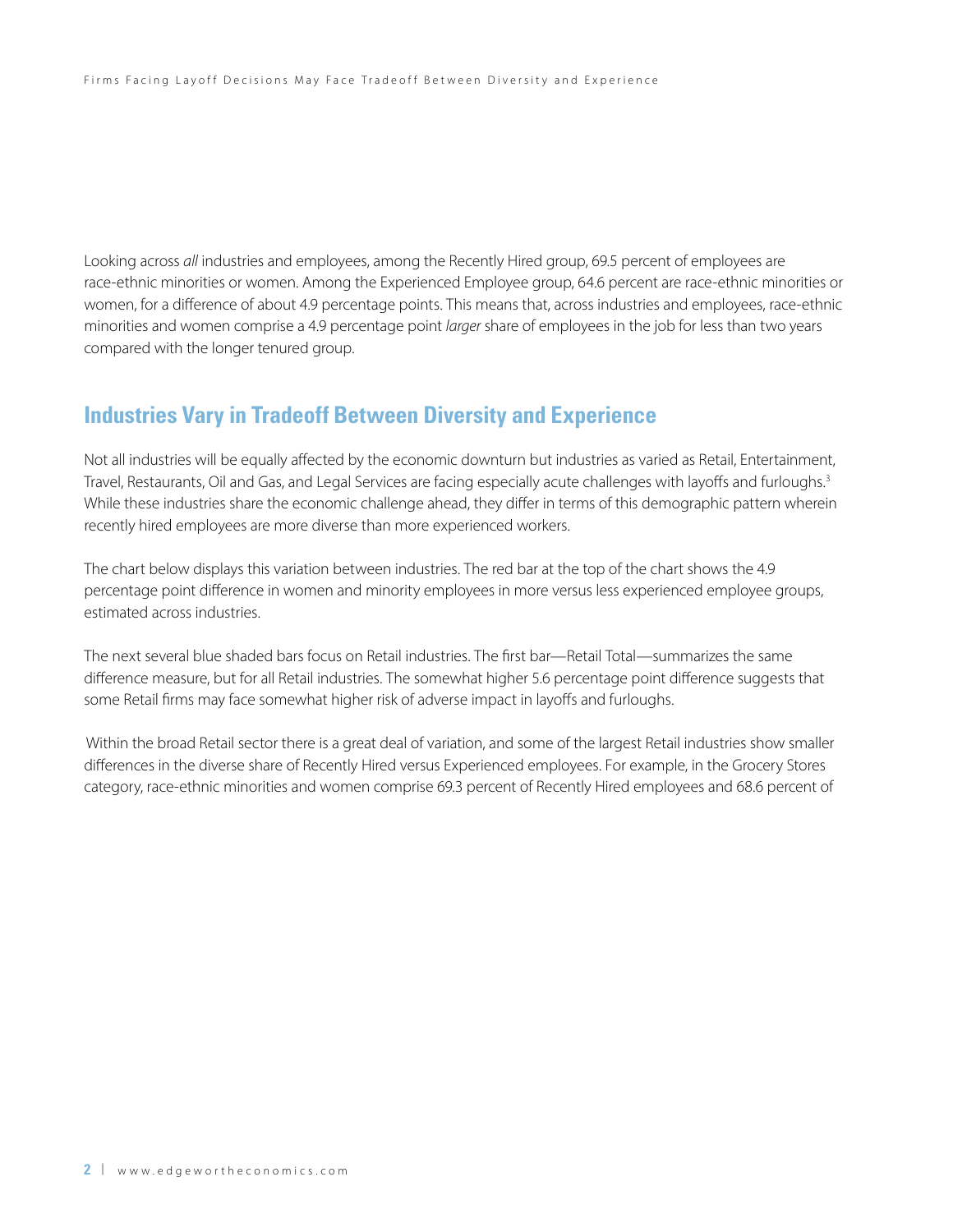Looking across *all* industries and employees, among the Recently Hired group, 69.5 percent of employees are race-ethnic minorities or women. Among the Experienced Employee group, 64.6 percent are race-ethnic minorities or women, for a difference of about 4.9 percentage points. This means that, across industries and employees, race-ethnic minorities and women comprise a 4.9 percentage point *larger* share of employees in the job for less than two years compared with the longer tenured group.

## Industries Vary in Tradeoff Between Diversity and Experience

Not all industries will be equally affected by the economic downturn but industries as varied as Retail, Entertainment, Travel, Restaurants, Oil and Gas, and Legal Services are facing especially acute challenges with layoffs and furloughs.[3] While these industries share the economic challenge ahead, they differ in terms of this demographic pattern wherein recently hired employees are more diverse than more experienced workers.

The chart below displays this variation between industries. The red bar at the top of the chart shows the 4.9 percentage point difference in women and minority employees in more versus less experienced employee groups, estimated across industries.

The next several blue shaded bars focus on Retail industries. The first bar—Retail Total—summarizes the same difference measure, but for all Retail industries. The somewhat higher 5.6 percentage point difference suggests that some Retail firms may face somewhat higher risk of adverse impact in layoffs and furloughs.

Within the broad Retail sector there is a great deal of variation, and some of the largest Retail industries show smaller differences in the diverse share of Recently Hired versus Experienced employees. For example, in the Grocery Stores category, race-ethnic minorities and women comprise 69.3 percent of Recently Hired employees and 68.6 percent of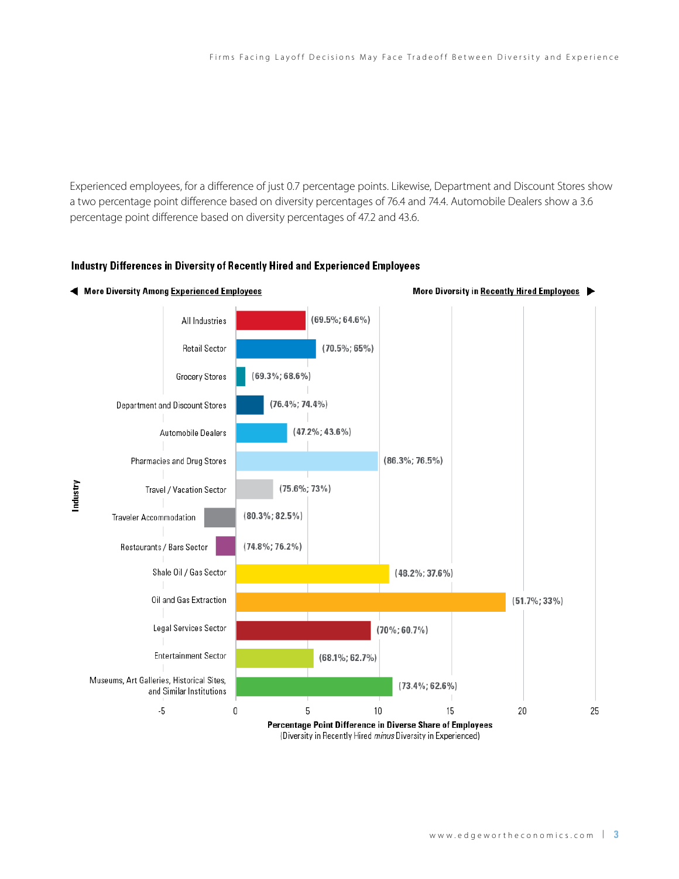Experienced employees, for a difference of just 0.7 percentage points. Likewise, Department and Discount Stores show a two percentage point difference based on diversity percentages of 76.4 and 74.4. Automobile Dealers show a 3.6 percentage point difference based on diversity percentages of 47.2 and 43.6.

**Industry Differences in Diversity of Recently Hired and Experienced Employees**

◀ More Diversity Among Experienced Employees | More Diversity in Recently Hired Employees ▶

| Industry | (Recently Hired; Experienced) |
|---|---|
| All Industries | (69.5%; 64.6%) |
| Retail Sector | (70.5%; 65%) |
| Grocery Stores | (69.3%; 68.6%) |
| Department and Discount Stores | (76.4%; 74.4%) |
| Automobile Dealers | (47.2%; 43.6%) |
| Pharmacies and Drug Stores | (86.3%; 76.5%) |
| Travel / Vacation Sector | (75.6%; 73%) |
| Traveler Accommodation | (80.3%; 82.5%) |
| Restaurants / Bars Sector | (74.8%; 76.2%) |
| Shale Oil / Gas Sector | (48.2%; 37.6%) |
| Oil and Gas Extraction | (51.7%; 33%) |
| Legal Services Sector | (70%; 60.7%) |
| Entertainment Sector | (68.1%; 62.7%) |
| Museums, Art Galleries, Historical Sites, and Similar Institutions | (73.4%; 62.6%) |

**Percentage Point Difference in Diverse Share of Employees**
(Diversity in Recently Hired *minus* Diversity in Experienced)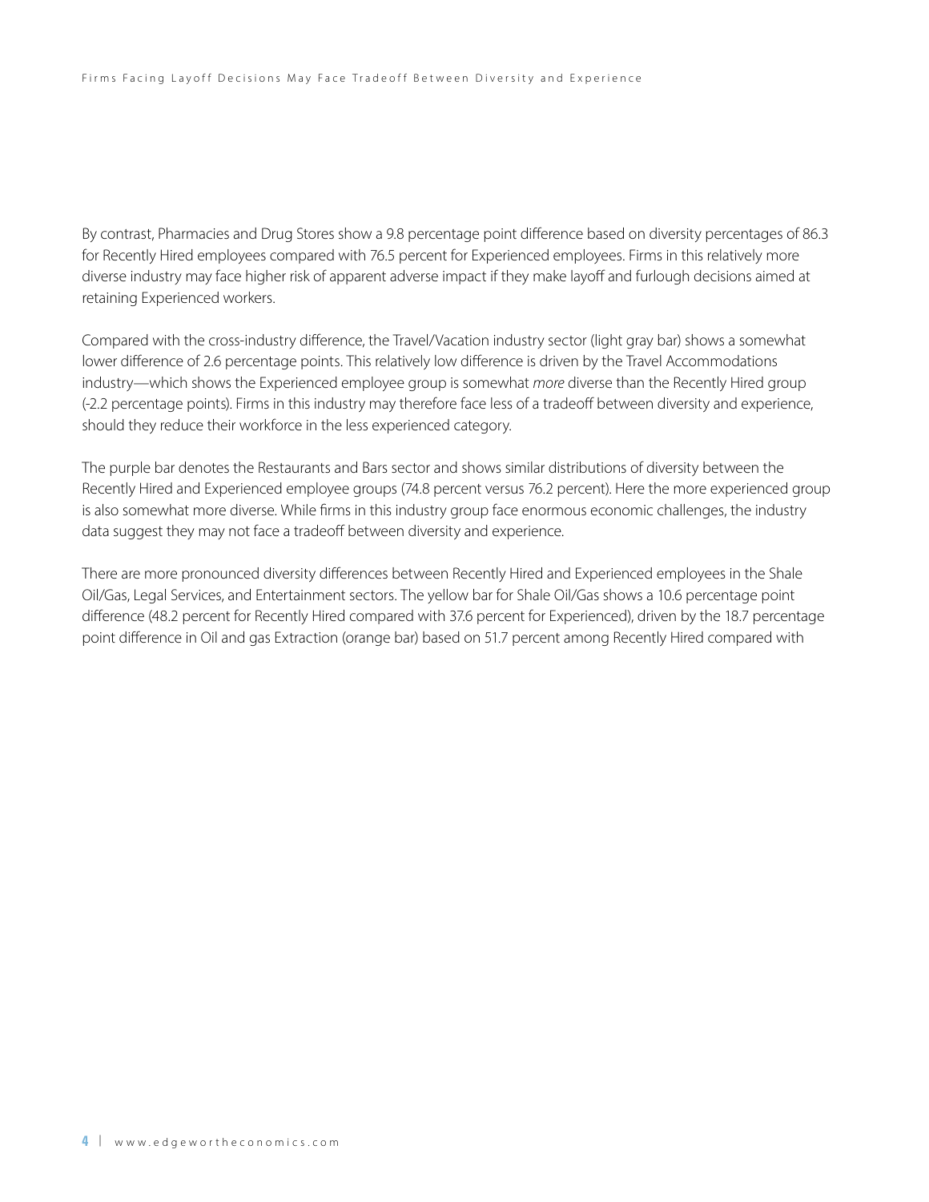By contrast, Pharmacies and Drug Stores show a 9.8 percentage point difference based on diversity percentages of 86.3 for Recently Hired employees compared with 76.5 percent for Experienced employees. Firms in this relatively more diverse industry may face higher risk of apparent adverse impact if they make layoff and furlough decisions aimed at retaining Experienced workers.

Compared with the cross-industry difference, the Travel/Vacation industry sector (light gray bar) shows a somewhat lower difference of 2.6 percentage points. This relatively low difference is driven by the Travel Accommodations industry—which shows the Experienced employee group is somewhat *more* diverse than the Recently Hired group (-2.2 percentage points). Firms in this industry may therefore face less of a tradeoff between diversity and experience, should they reduce their workforce in the less experienced category.

The purple bar denotes the Restaurants and Bars sector and shows similar distributions of diversity between the Recently Hired and Experienced employee groups (74.8 percent versus 76.2 percent). Here the more experienced group is also somewhat more diverse. While firms in this industry group face enormous economic challenges, the industry data suggest they may not face a tradeoff between diversity and experience.

There are more pronounced diversity differences between Recently Hired and Experienced employees in the Shale Oil/Gas, Legal Services, and Entertainment sectors. The yellow bar for Shale Oil/Gas shows a 10.6 percentage point difference (48.2 percent for Recently Hired compared with 37.6 percent for Experienced), driven by the 18.7 percentage point difference in Oil and gas Extraction (orange bar) based on 51.7 percent among Recently Hired compared with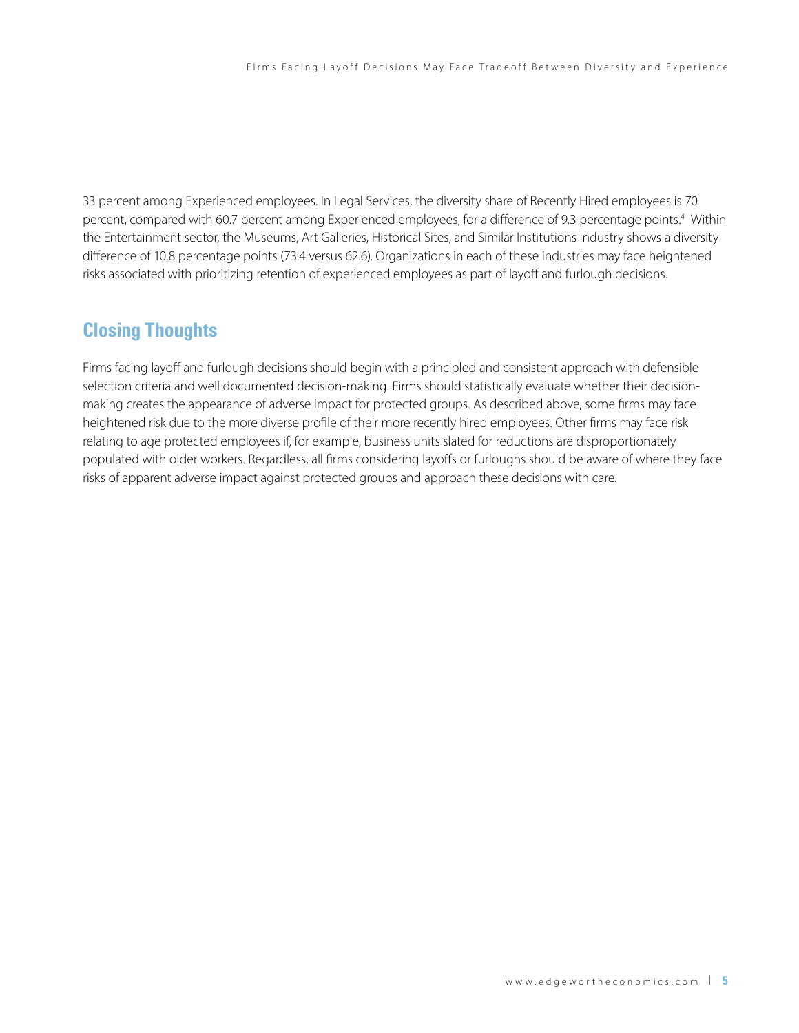33 percent among Experienced employees. In Legal Services, the diversity share of Recently Hired employees is 70 percent, compared with 60.7 percent among Experienced employees, for a difference of 9.3 percentage points.[4] Within the Entertainment sector, the Museums, Art Galleries, Historical Sites, and Similar Institutions industry shows a diversity difference of 10.8 percentage points (73.4 versus 62.6). Organizations in each of these industries may face heightened risks associated with prioritizing retention of experienced employees as part of layoff and furlough decisions.

## Closing Thoughts

Firms facing layoff and furlough decisions should begin with a principled and consistent approach with defensible selection criteria and well documented decision-making. Firms should statistically evaluate whether their decision-making creates the appearance of adverse impact for protected groups. As described above, some firms may face heightened risk due to the more diverse profile of their more recently hired employees. Other firms may face risk relating to age protected employees if, for example, business units slated for reductions are disproportionately populated with older workers. Regardless, all firms considering layoffs or furloughs should be aware of where they face risks of apparent adverse impact against protected groups and approach these decisions with care.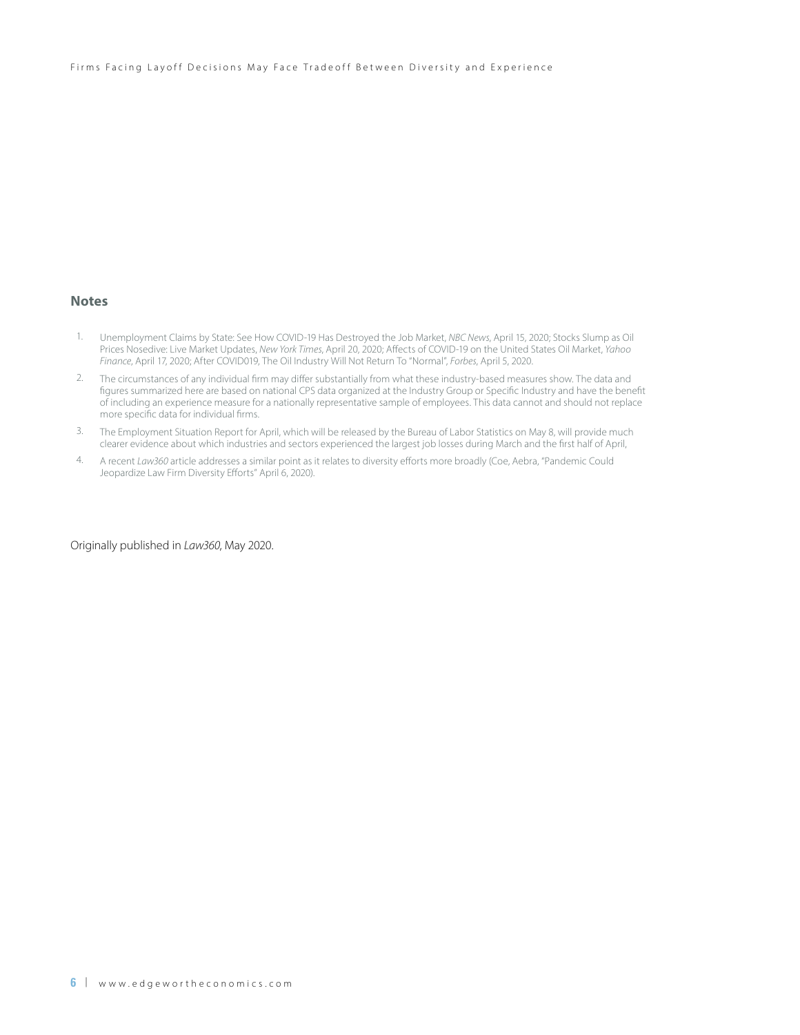## Notes

1. Unemployment Claims by State: See How COVID-19 Has Destroyed the Job Market, *NBC News*, April 15, 2020; Stocks Slump as Oil Prices Nosedive: Live Market Updates, *New York Times*, April 20, 2020; Affects of COVID-19 on the United States Oil Market, *Yahoo Finance*, April 17, 2020; After COVID019, The Oil Industry Will Not Return To "Normal", *Forbes*, April 5, 2020.
2. The circumstances of any individual firm may differ substantially from what these industry-based measures show. The data and figures summarized here are based on national CPS data organized at the Industry Group or Specific Industry and have the benefit of including an experience measure for a nationally representative sample of employees. This data cannot and should not replace more specific data for individual firms.
3. The Employment Situation Report for April, which will be released by the Bureau of Labor Statistics on May 8, will provide much clearer evidence about which industries and sectors experienced the largest job losses during March and the first half of April,
4. A recent *Law360* article addresses a similar point as it relates to diversity efforts more broadly (Coe, Aebra, "Pandemic Could Jeopardize Law Firm Diversity Efforts" April 6, 2020).

Originally published in *Law360*, May 2020.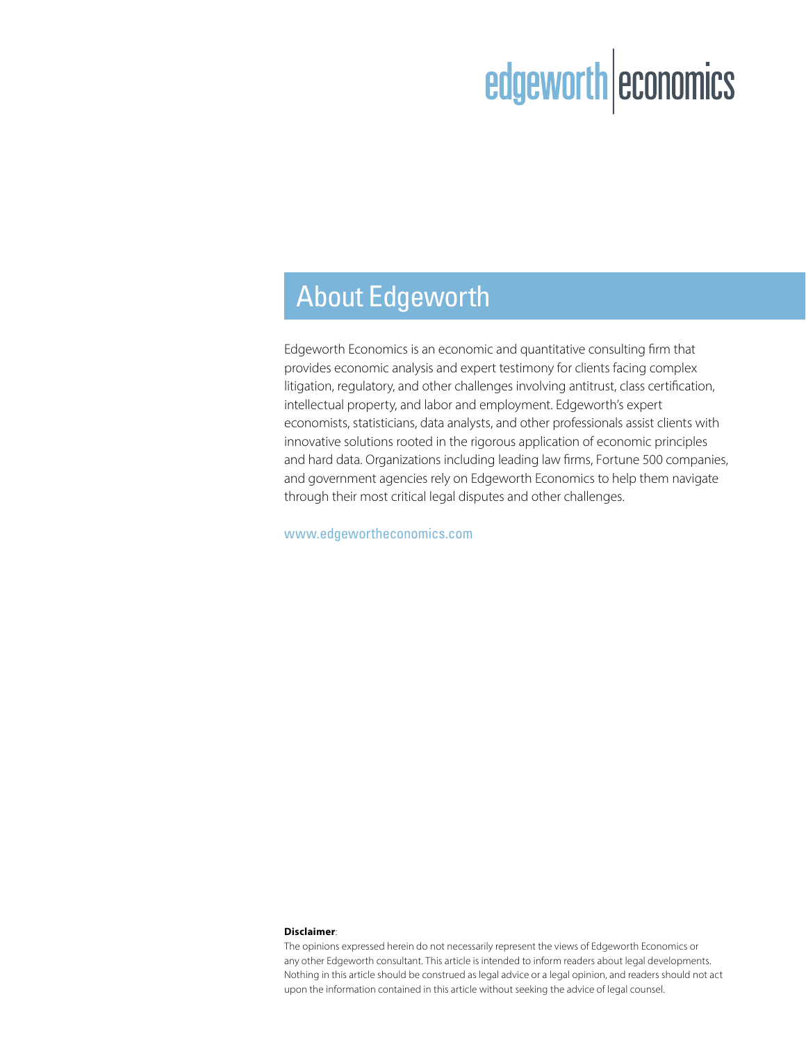edgeworth economics

## About Edgeworth

Edgeworth Economics is an economic and quantitative consulting firm that provides economic analysis and expert testimony for clients facing complex litigation, regulatory, and other challenges involving antitrust, class certification, intellectual property, and labor and employment. Edgeworth's expert economists, statisticians, data analysts, and other professionals assist clients with innovative solutions rooted in the rigorous application of economic principles and hard data. Organizations including leading law firms, Fortune 500 companies, and government agencies rely on Edgeworth Economics to help them navigate through their most critical legal disputes and other challenges.

www.edgewortheconomics.com

**Disclaimer**:

The opinions expressed herein do not necessarily represent the views of Edgeworth Economics or any other Edgeworth consultant. This article is intended to inform readers about legal developments. Nothing in this article should be construed as legal advice or a legal opinion, and readers should not act upon the information contained in this article without seeking the advice of legal counsel.